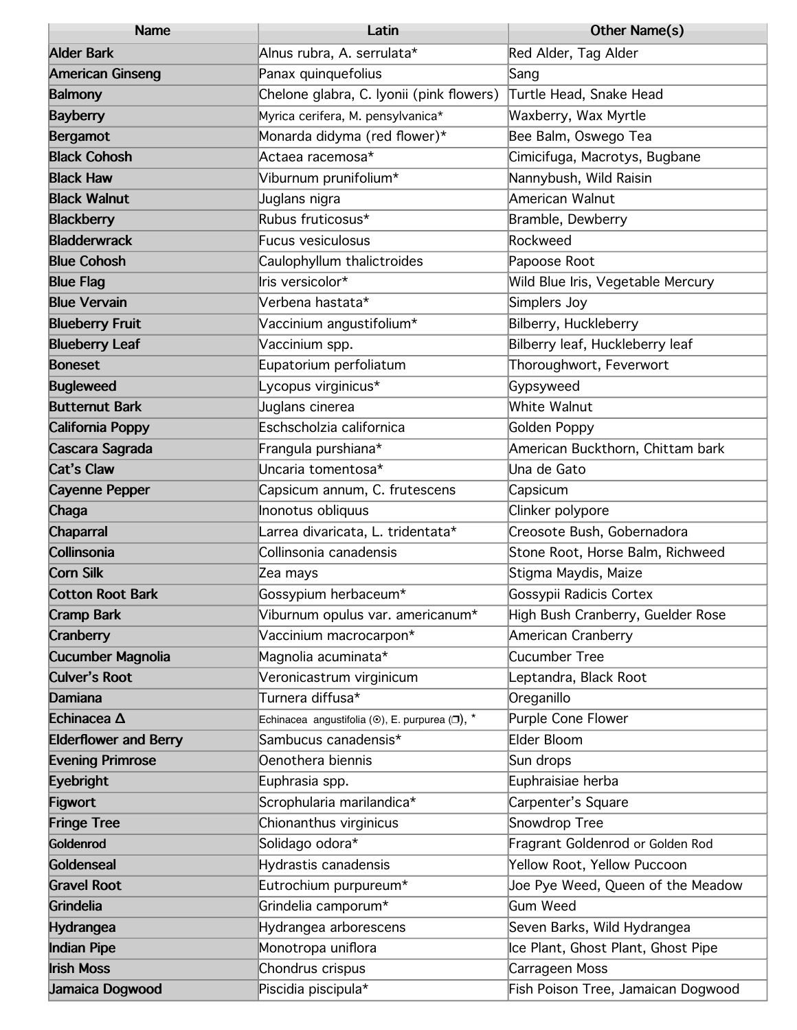| Name | Latin | Other Name(s) |
| --- | --- | --- |
| **Alder Bark** | Alnus rubra, A. serrulata* | Red Alder, Tag Alder |
| **American Ginseng** | Panax quinquefolius | Sang |
| **Balmony** | Chelone glabra, C. lyonii (pink flowers) | Turtle Head, Snake Head |
| **Bayberry** | Myrica cerifera, M. pensylvanica* | Waxberry, Wax Myrtle |
| **Bergamot** | Monarda didyma (red flower)* | Bee Balm, Oswego Tea |
| **Black Cohosh** | Actaea racemosa* | Cimicifuga, Macrotys, Bugbane |
| **Black Haw** | Viburnum prunifolium* | Nannybush, Wild Raisin |
| **Black Walnut** | Juglans nigra | American Walnut |
| **Blackberry** | Rubus fruticosus* | Bramble, Dewberry |
| **Bladderwrack** | Fucus vesiculosus | Rockweed |
| **Blue Cohosh** | Caulophyllum thalictroides | Papoose Root |
| **Blue Flag** | Iris versicolor* | Wild Blue Iris, Vegetable Mercury |
| **Blue Vervain** | Verbena hastata* | Simplers Joy |
| **Blueberry Fruit** | Vaccinium angustifolium* | Bilberry, Huckleberry |
| **Blueberry Leaf** | Vaccinium spp. | Bilberry leaf, Huckleberry leaf |
| **Boneset** | Eupatorium perfoliatum | Thoroughwort, Feverwort |
| **Bugleweed** | Lycopus virginicus* | Gypsyweed |
| **Butternut Bark** | Juglans cinerea | White Walnut |
| **California Poppy** | Eschscholzia californica | Golden Poppy |
| **Cascara Sagrada** | Frangula purshiana* | American Buckthorn, Chittam bark |
| **Cat's Claw** | Uncaria tomentosa* | Una de Gato |
| **Cayenne Pepper** | Capsicum annum, C. frutescens | Capsicum |
| **Chaga** | Inonotus obliquus | Clinker polypore |
| **Chaparral** | Larrea divaricata, L. tridentata* | Creosote Bush, Gobernadora |
| **Collinsonia** | Collinsonia canadensis | Stone Root, Horse Balm, Richweed |
| **Corn Silk** | Zea mays | Stigma Maydis, Maize |
| **Cotton Root Bark** | Gossypium herbaceum* | Gossypii Radicis Cortex |
| **Cramp Bark** | Viburnum opulus var. americanum* | High Bush Cranberry, Guelder Rose |
| **Cranberry** | Vaccinium macrocarpon* | American Cranberry |
| **Cucumber Magnolia** | Magnolia acuminata* | Cucumber Tree |
| **Culver's Root** | Veronicastrum virginicum | Leptandra, Black Root |
| **Damiana** | Turnera diffusa* | Oreganillo |
| **Echinacea Δ** | Echinacea angustifolia (⦿), E. purpurea (❒), * | Purple Cone Flower |
| **Elderflower and Berry** | Sambucus canadensis* | Elder Bloom |
| **Evening Primrose** | Oenothera biennis | Sun drops |
| **Eyebright** | Euphrasia spp. | Euphraisiae herba |
| **Figwort** | Scrophularia marilandica* | Carpenter's Square |
| **Fringe Tree** | Chionanthus virginicus | Snowdrop Tree |
| **Goldenrod** | Solidago odora* | Fragrant Goldenrod or Golden Rod |
| **Goldenseal** | Hydrastis canadensis | Yellow Root, Yellow Puccoon |
| **Gravel Root** | Eutrochium purpureum* | Joe Pye Weed, Queen of the Meadow |
| **Grindelia** | Grindelia camporum* | Gum Weed |
| **Hydrangea** | Hydrangea arborescens | Seven Barks, Wild Hydrangea |
| **Indian Pipe** | Monotropa uniflora | Ice Plant, Ghost Plant, Ghost Pipe |
| **Irish Moss** | Chondrus crispus | Carrageen Moss |
| **Jamaica Dogwood** | Piscidia piscipula* | Fish Poison Tree, Jamaican Dogwood |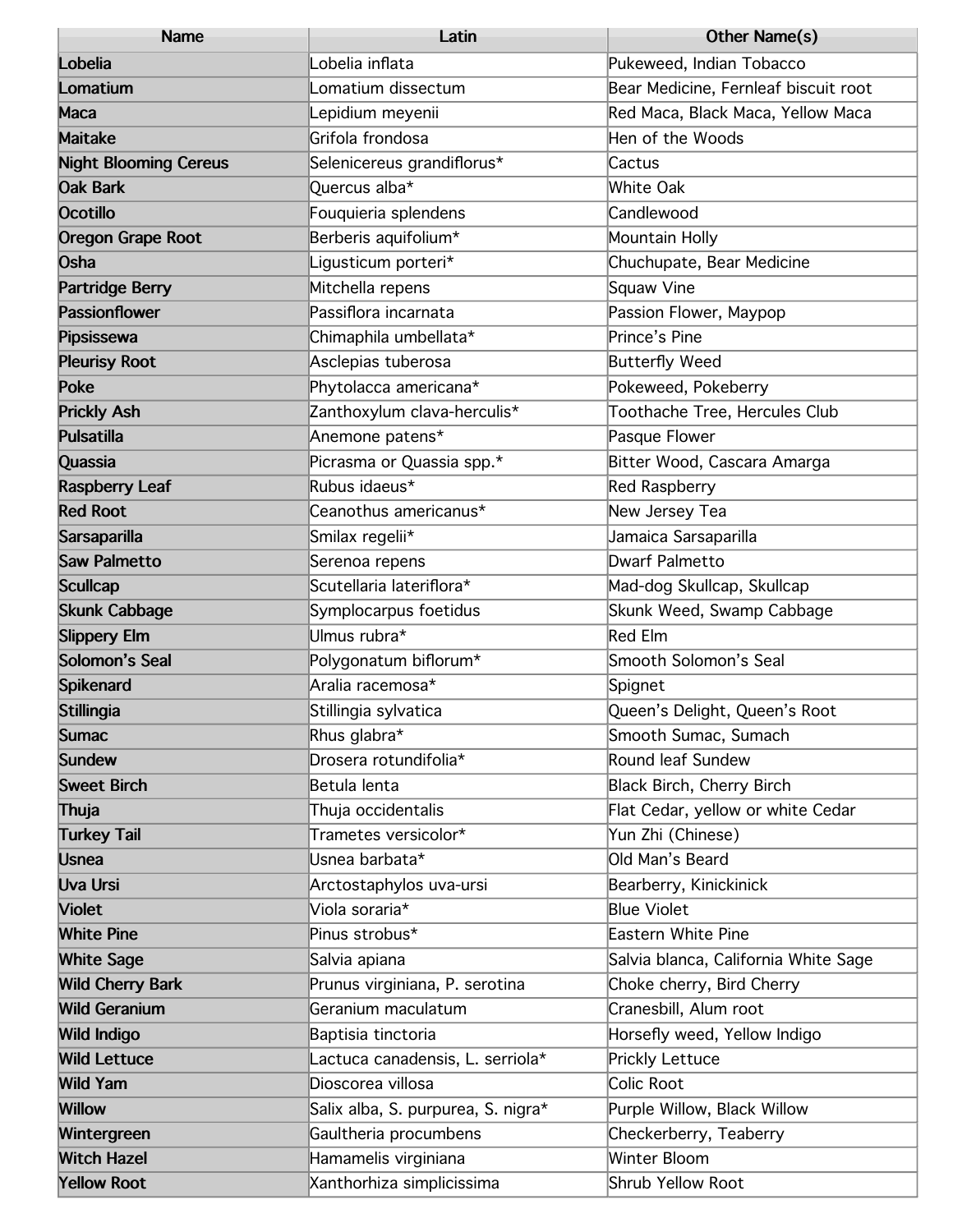| Name | Latin | Other Name(s) |
| --- | --- | --- |
| **Lobelia** | Lobelia inflata | Pukeweed, Indian Tobacco |
| **Lomatium** | Lomatium dissectum | Bear Medicine, Fernleaf biscuit root |
| **Maca** | Lepidium meyenii | Red Maca, Black Maca, Yellow Maca |
| **Maitake** | Grifola frondosa | Hen of the Woods |
| **Night Blooming Cereus** | Selenicereus grandiflorus* | Cactus |
| **Oak Bark** | Quercus alba* | White Oak |
| **Ocotillo** | Fouquieria splendens | Candlewood |
| **Oregon Grape Root** | Berberis aquifolium* | Mountain Holly |
| **Osha** | Ligusticum porteri* | Chuchupate, Bear Medicine |
| **Partridge Berry** | Mitchella repens | Squaw Vine |
| **Passionflower** | Passiflora incarnata | Passion Flower, Maypop |
| **Pipsissewa** | Chimaphila umbellata* | Prince's Pine |
| **Pleurisy Root** | Asclepias tuberosa | Butterfly Weed |
| **Poke** | Phytolacca americana* | Pokeweed, Pokeberry |
| **Prickly Ash** | Zanthoxylum clava-herculis* | Toothache Tree, Hercules Club |
| **Pulsatilla** | Anemone patens* | Pasque Flower |
| **Quassia** | Picrasma or Quassia spp.* | Bitter Wood, Cascara Amarga |
| **Raspberry Leaf** | Rubus idaeus* | Red Raspberry |
| **Red Root** | Ceanothus americanus* | New Jersey Tea |
| **Sarsaparilla** | Smilax regelii* | Jamaica Sarsaparilla |
| **Saw Palmetto** | Serenoa repens | Dwarf Palmetto |
| **Scullcap** | Scutellaria lateriflora* | Mad-dog Skullcap, Skullcap |
| **Skunk Cabbage** | Symplocarpus foetidus | Skunk Weed, Swamp Cabbage |
| **Slippery Elm** | Ulmus rubra* | Red Elm |
| **Solomon's Seal** | Polygonatum biflorum* | Smooth Solomon's Seal |
| **Spikenard** | Aralia racemosa* | Spignet |
| **Stillingia** | Stillingia sylvatica | Queen's Delight, Queen's Root |
| **Sumac** | Rhus glabra* | Smooth Sumac, Sumach |
| **Sundew** | Drosera rotundifolia* | Round leaf Sundew |
| **Sweet Birch** | Betula lenta | Black Birch, Cherry Birch |
| **Thuja** | Thuja occidentalis | Flat Cedar, yellow or white Cedar |
| **Turkey Tail** | Trametes versicolor* | Yun Zhi (Chinese) |
| **Usnea** | Usnea barbata* | Old Man's Beard |
| **Uva Ursi** | Arctostaphylos uva-ursi | Bearberry, Kinickinick |
| **Violet** | Viola soraria* | Blue Violet |
| **White Pine** | Pinus strobus* | Eastern White Pine |
| **White Sage** | Salvia apiana | Salvia blanca, California White Sage |
| **Wild Cherry Bark** | Prunus virginiana, P. serotina | Choke cherry, Bird Cherry |
| **Wild Geranium** | Geranium maculatum | Cranesbill, Alum root |
| **Wild Indigo** | Baptisia tinctoria | Horsefly weed, Yellow Indigo |
| **Wild Lettuce** | Lactuca canadensis, L. serriola* | Prickly Lettuce |
| **Wild Yam** | Dioscorea villosa | Colic Root |
| **Willow** | Salix alba, S. purpurea, S. nigra* | Purple Willow, Black Willow |
| **Wintergreen** | Gaultheria procumbens | Checkerberry, Teaberry |
| **Witch Hazel** | Hamamelis virginiana | Winter Bloom |
| **Yellow Root** | Xanthorhiza simplicissima | Shrub Yellow Root |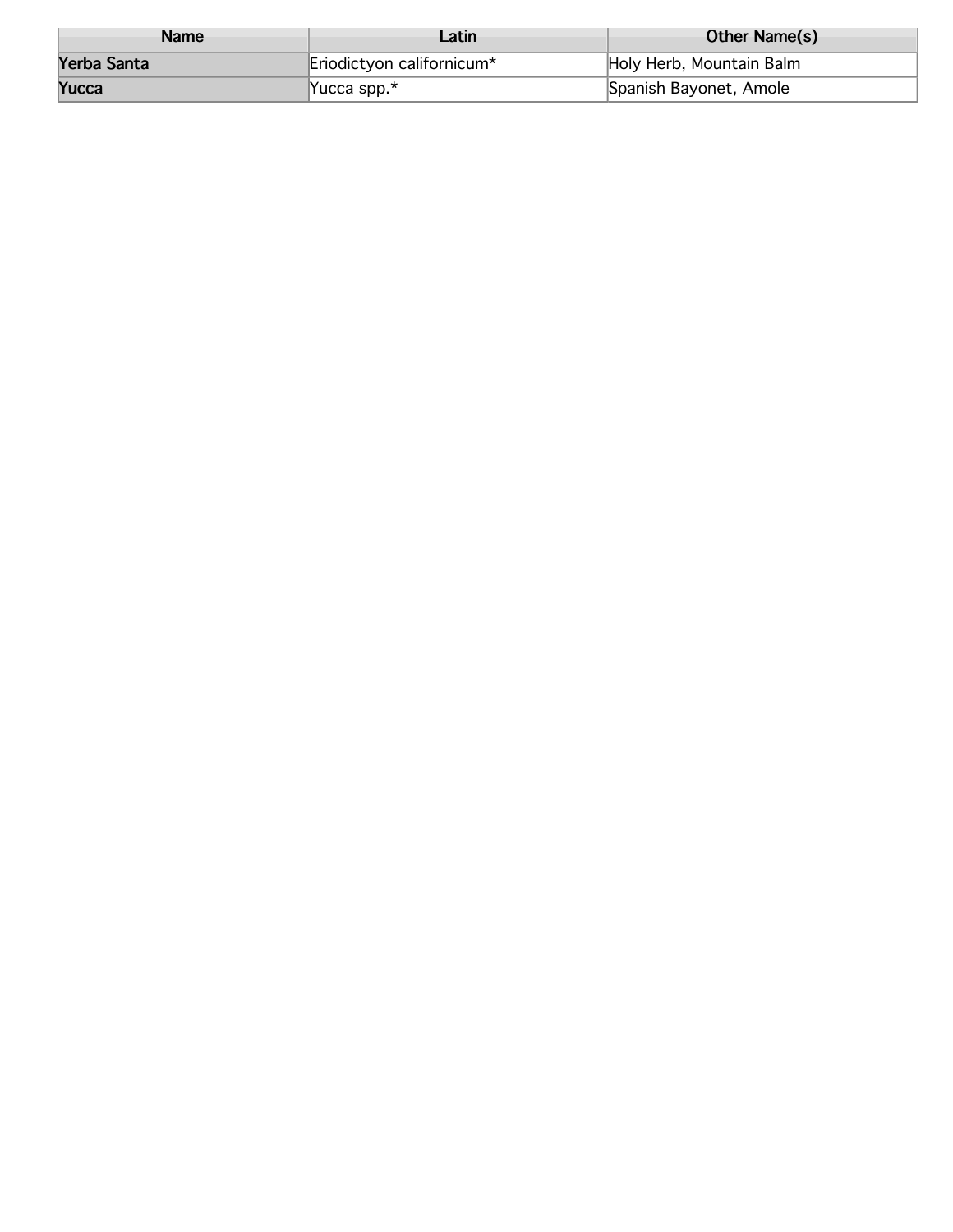| Name | Latin | Other Name(s) |
| --- | --- | --- |
| **Yerba Santa** | Eriodictyon californicum* | Holy Herb, Mountain Balm |
| **Yucca** | Yucca spp.* | Spanish Bayonet, Amole |